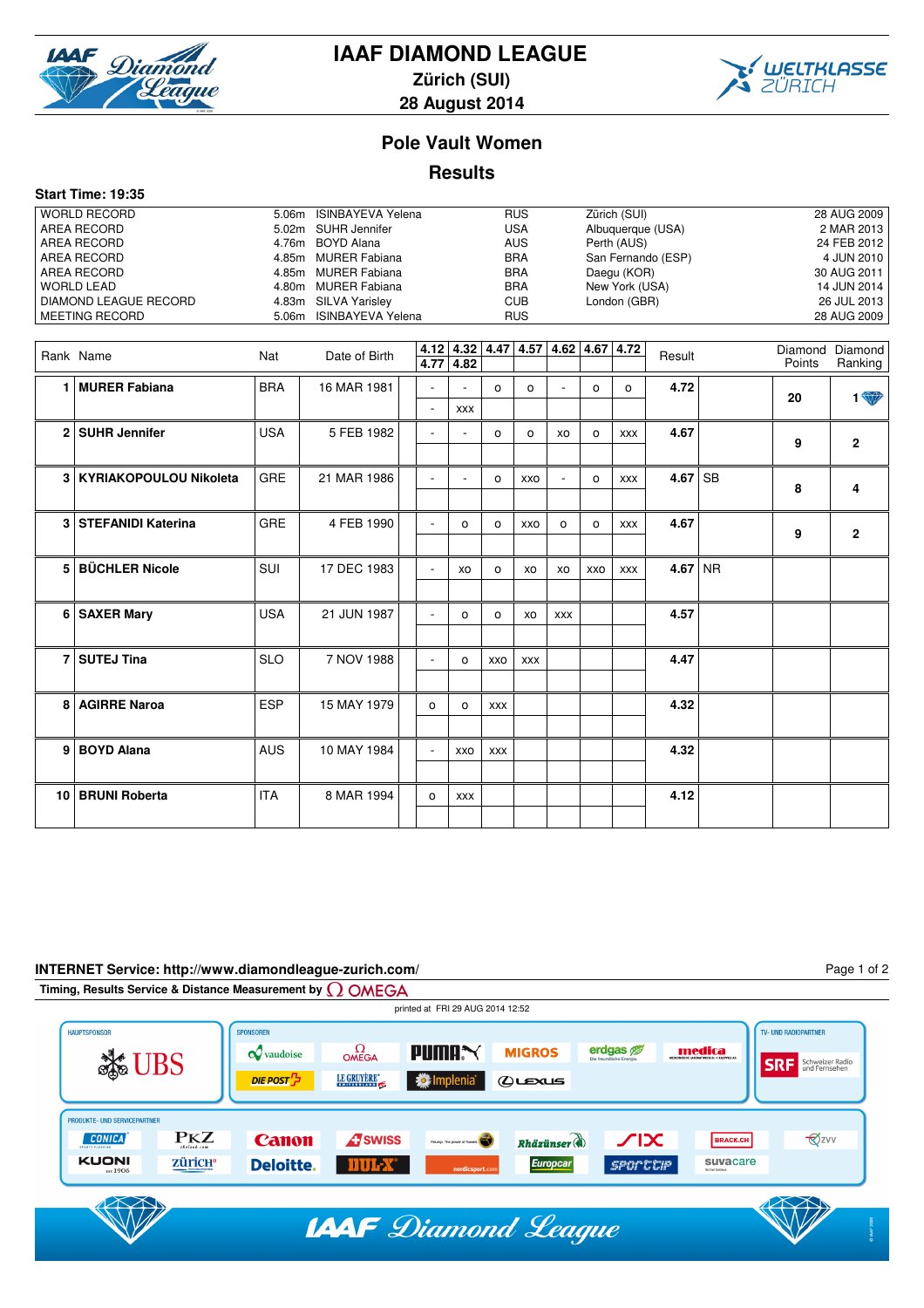# IAAF DIAMOND LEAGUE

**Zürich (SUI)**

**28 August 2014**

## Pole Vault Women

## Results

**Start Time: 19:35**

| | | | | | |
|---|---|---|---|---|---|
| WORLD RECORD | 5.06m | ISINBAYEVA Yelena | RUS | Zürich (SUI) | 28 AUG 2009 |
| AREA RECORD | 5.02m | SUHR Jennifer | USA | Albuquerque (USA) | 2 MAR 2013 |
| AREA RECORD | 4.76m | BOYD Alana | AUS | Perth (AUS) | 24 FEB 2012 |
| AREA RECORD | 4.85m | MURER Fabiana | BRA | San Fernando (ESP) | 4 JUN 2010 |
| AREA RECORD | 4.85m | MURER Fabiana | BRA | Daegu (KOR) | 30 AUG 2011 |
| WORLD LEAD | 4.80m | MURER Fabiana | BRA | New York (USA) | 14 JUN 2014 |
| DIAMOND LEAGUE RECORD | 4.83m | SILVA Yarisley | CUB | London (GBR) | 26 JUL 2013 |
| MEETING RECORD | 5.06m | ISINBAYEVA Yelena | RUS | | 28 AUG 2009 |

| Rank | Name | Nat | Date of Birth | 4.12 / 4.77 | 4.32 / 4.82 | 4.47 | 4.57 | 4.62 | 4.67 | 4.72 | Result | | Diamond Points | Diamond Ranking |
|---|---|---|---|---|---|---|---|---|---|---|---|---|---|---|
| 1 | **MURER Fabiana** | BRA | 16 MAR 1981 | - / - | - / xxx | o | o | - | o | o | 4.72 | | 20 | 1 |
| 2 | **SUHR Jennifer** | USA | 5 FEB 1982 | - | - | o | o | xo | o | xxx | 4.67 | | 9 | 2 |
| 3 | **KYRIAKOPOULOU Nikoleta** | GRE | 21 MAR 1986 | - | - | o | xxo | - | o | xxx | 4.67 | SB | 8 | 4 |
| 3 | **STEFANIDI Katerina** | GRE | 4 FEB 1990 | - | o | o | xxo | o | o | xxx | 4.67 | | 9 | 2 |
| 5 | **BÜCHLER Nicole** | SUI | 17 DEC 1983 | - | xo | o | xo | xo | xxo | xxx | 4.67 | NR | | |
| 6 | **SAXER Mary** | USA | 21 JUN 1987 | - | o | o | xo | xxx | | | 4.57 | | | |
| 7 | **SUTEJ Tina** | SLO | 7 NOV 1988 | - | o | xxo | xxx | | | | 4.47 | | | |
| 8 | **AGIRRE Naroa** | ESP | 15 MAY 1979 | o | o | xxx | | | | | 4.32 | | | |
| 9 | **BOYD Alana** | AUS | 10 MAY 1984 | - | xxo | xxx | | | | | 4.32 | | | |
| 10 | **BRUNI Roberta** | ITA | 8 MAR 1994 | o | xxx | | | | | | 4.12 | | | |

**INTERNET Service: http://www.diamondleague-zurich.com/**

Timing, Results Service & Distance Measurement by OMEGA

printed at FRI 29 AUG 2014 12:52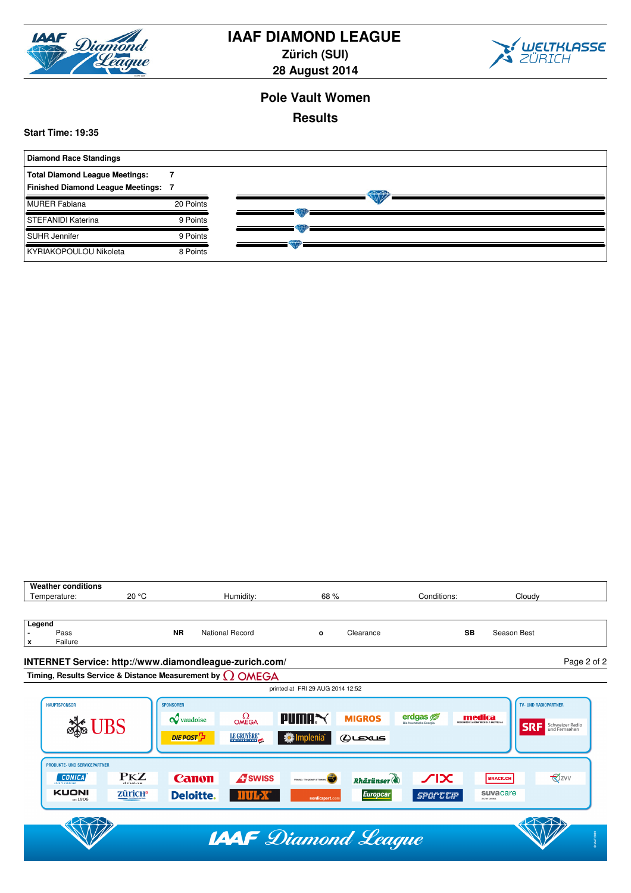# IAAF DIAMOND LEAGUE

**Zürich (SUI)**

**28 August 2014**

## Pole Vault Women

## Results

**Start Time: 19:35**

**Diamond Race Standings**

**Total Diamond League Meetings:** 7

**Finished Diamond League Meetings:** 7

| | |
|---|---|
| MURER Fabiana | 20 Points |
| STEFANIDI Katerina | 9 Points |
| SUHR Jennifer | 9 Points |
| KYRIAKOPOULOU Nikoleta | 8 Points |

**Weather conditions**

| | | | | | |
|---|---|---|---|---|---|
| Temperature: | 20 °C | Humidity: | 68 % | Conditions: | Cloudy |

**Legend**

| | | | | | | | |
|---|---|---|---|---|---|---|---|
| - | Pass | NR | National Record | o | Clearance | SB | Season Best |
| x | Failure | | | | | | |

**INTERNET Service: http://www.diamondleague-zurich.com/**

Timing, Results Service & Distance Measurement by OMEGA

printed at FRI 29 AUG 2014 12:52